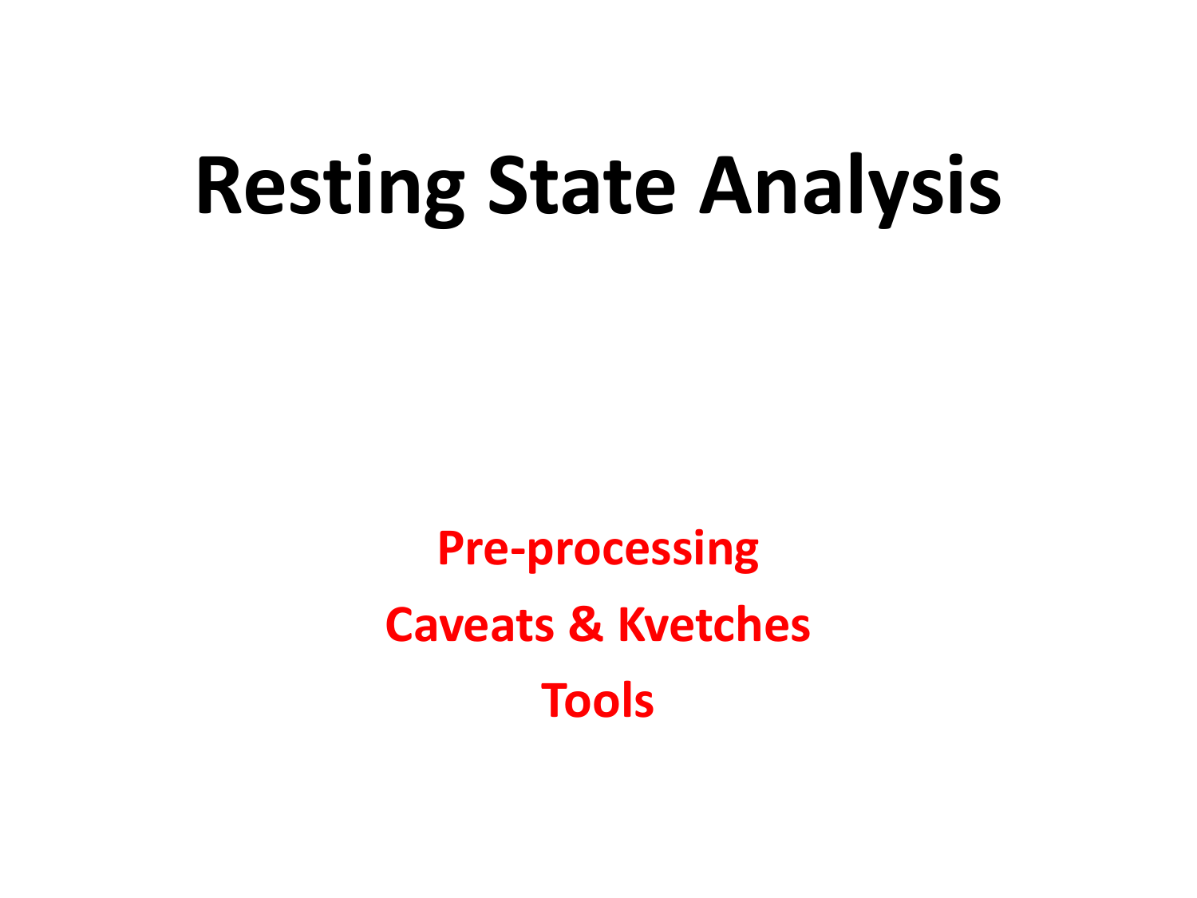# Resting State Analysis

**Pre-processing**

**Caveats & Kvetches**

**Tools**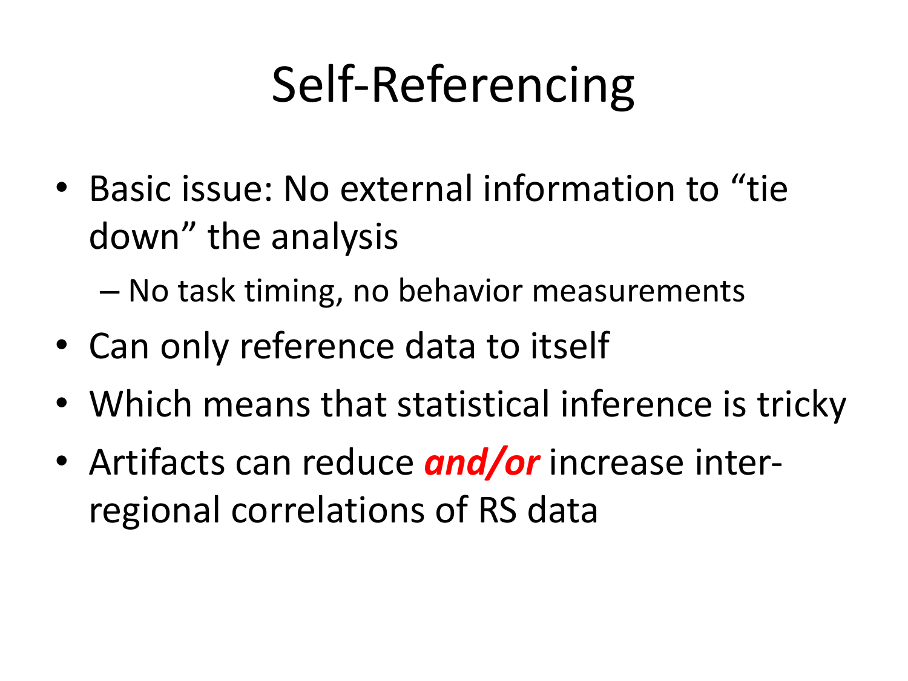# Self-Referencing

- Basic issue: No external information to "tie down" the analysis
  - No task timing, no behavior measurements
- Can only reference data to itself
- Which means that statistical inference is tricky
- Artifacts can reduce ***and/or*** increase inter-regional correlations of RS data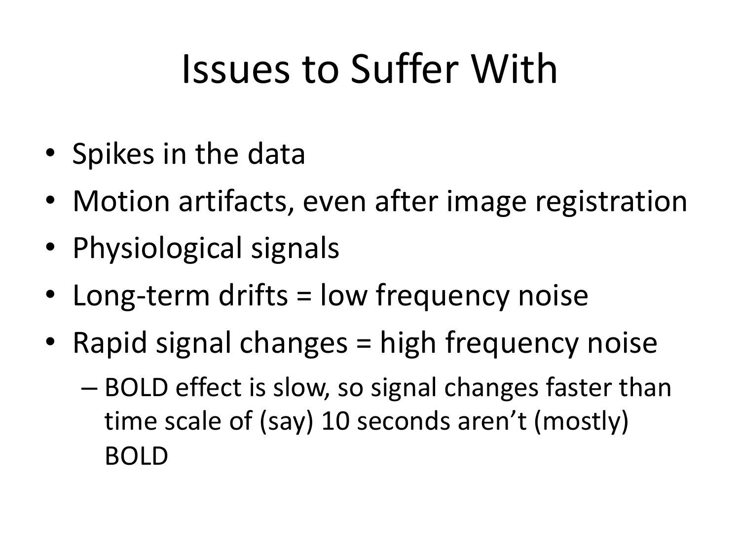# Issues to Suffer With

- Spikes in the data
- Motion artifacts, even after image registration
- Physiological signals
- Long-term drifts = low frequency noise
- Rapid signal changes = high frequency noise
  - BOLD effect is slow, so signal changes faster than time scale of (say) 10 seconds aren't (mostly) BOLD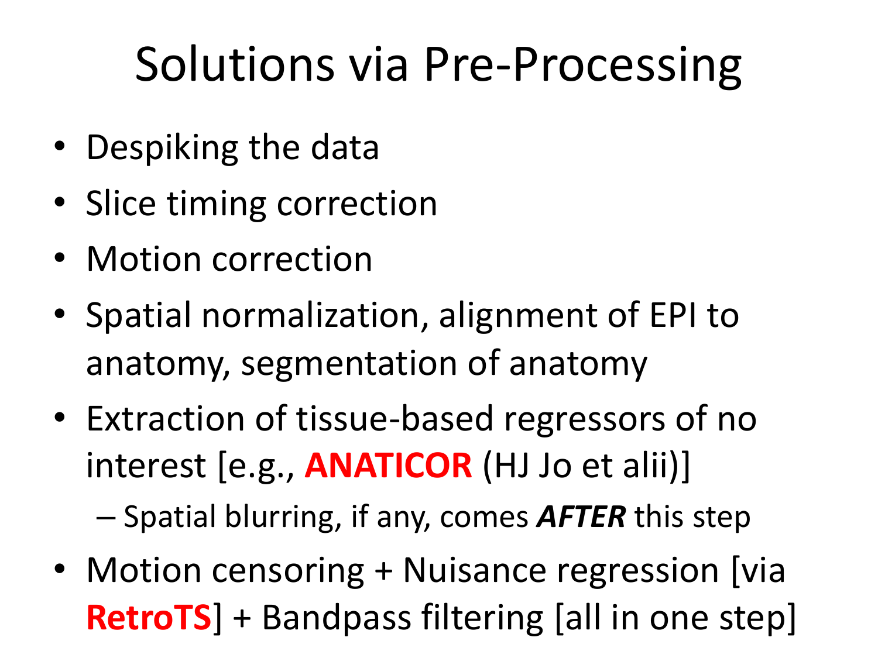# Solutions via Pre-Processing

- Despiking the data
- Slice timing correction
- Motion correction
- Spatial normalization, alignment of EPI to anatomy, segmentation of anatomy
- Extraction of tissue-based regressors of no interest [e.g., **ANATICOR** (HJ Jo et alii)]
  - Spatial blurring, if any, comes ***AFTER*** this step
- Motion censoring + Nuisance regression [via **RetroTS**] + Bandpass filtering [all in one step]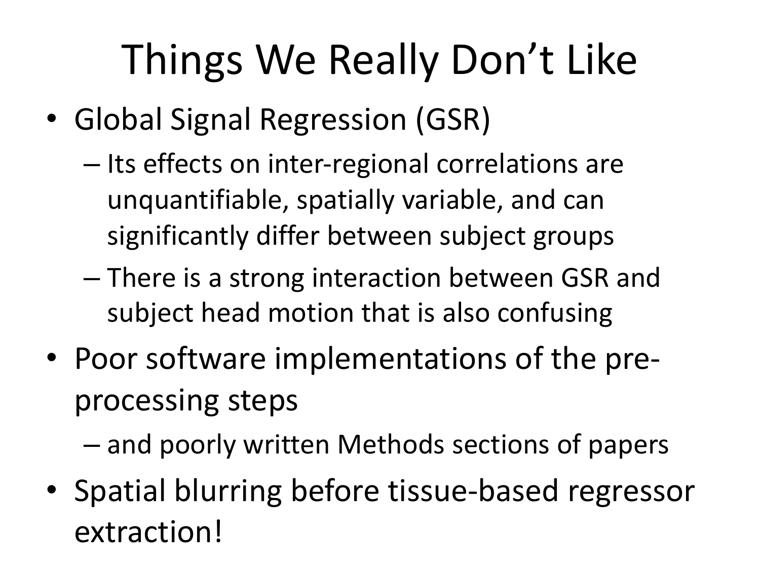# Things We Really Don't Like

- Global Signal Regression (GSR)
  - Its effects on inter-regional correlations are unquantifiable, spatially variable, and can significantly differ between subject groups
  - There is a strong interaction between GSR and subject head motion that is also confusing
- Poor software implementations of the pre-processing steps
  - and poorly written Methods sections of papers
- Spatial blurring before tissue-based regressor extraction!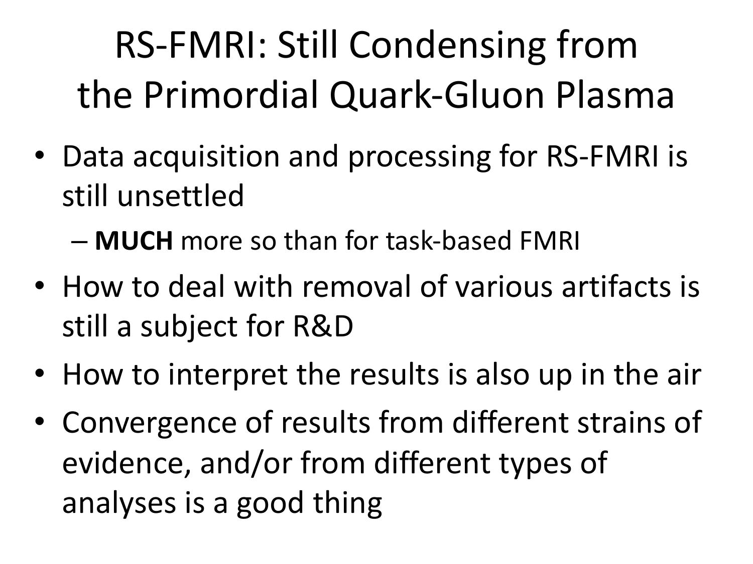# RS-FMRI: Still Condensing from the Primordial Quark-Gluon Plasma

- Data acquisition and processing for RS-FMRI is still unsettled
  - **MUCH** more so than for task-based FMRI
- How to deal with removal of various artifacts is still a subject for R&D
- How to interpret the results is also up in the air
- Convergence of results from different strains of evidence, and/or from different types of analyses is a good thing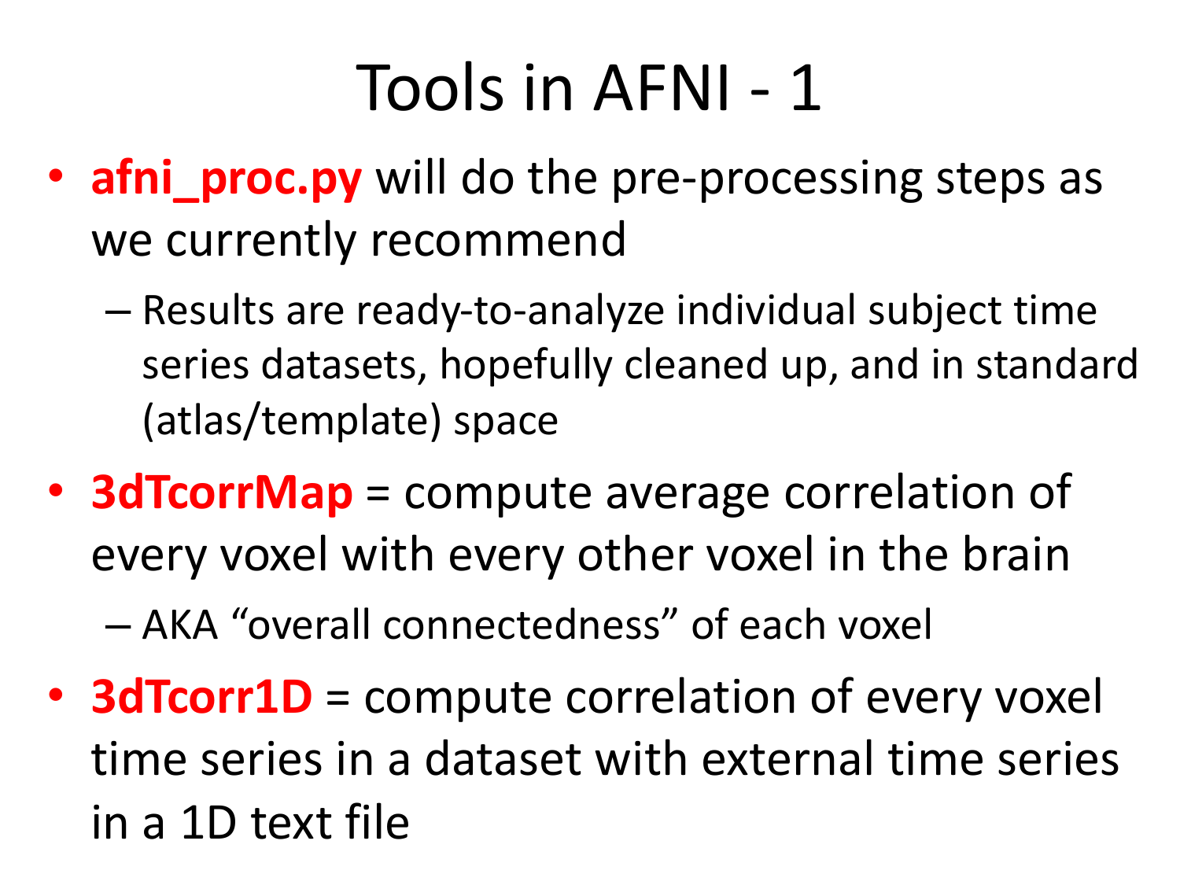# Tools in AFNI - 1

- **afni_proc.py** will do the pre-processing steps as we currently recommend
  - Results are ready-to-analyze individual subject time series datasets, hopefully cleaned up, and in standard (atlas/template) space
- **3dTcorrMap** = compute average correlation of every voxel with every other voxel in the brain
  - AKA "overall connectedness" of each voxel
- **3dTcorr1D** = compute correlation of every voxel time series in a dataset with external time series in a 1D text file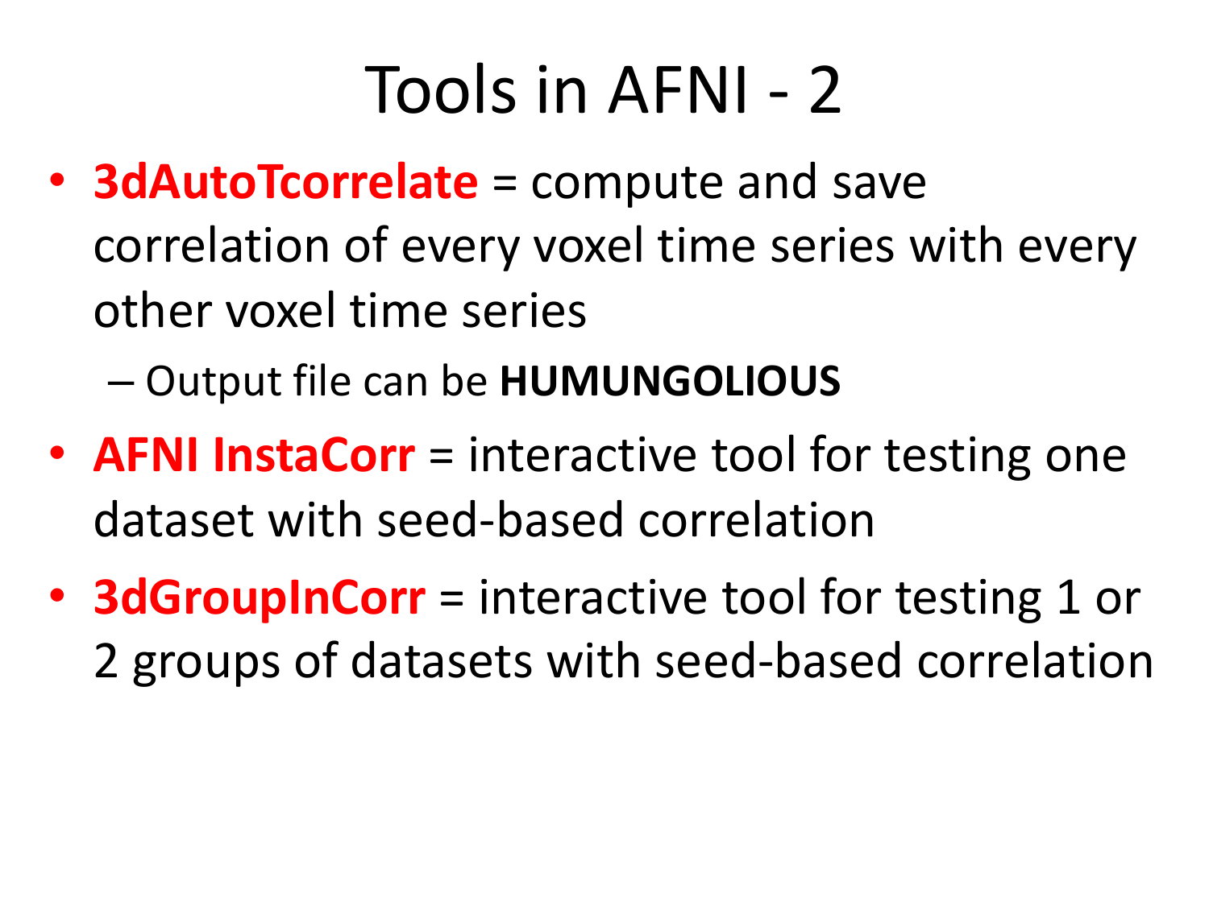# Tools in AFNI - 2

- **3dAutoTcorrelate** = compute and save correlation of every voxel time series with every other voxel time series
  - Output file can be **HUMUNGOLIOUS**
- **AFNI InstaCorr** = interactive tool for testing one dataset with seed-based correlation
- **3dGroupInCorr** = interactive tool for testing 1 or 2 groups of datasets with seed-based correlation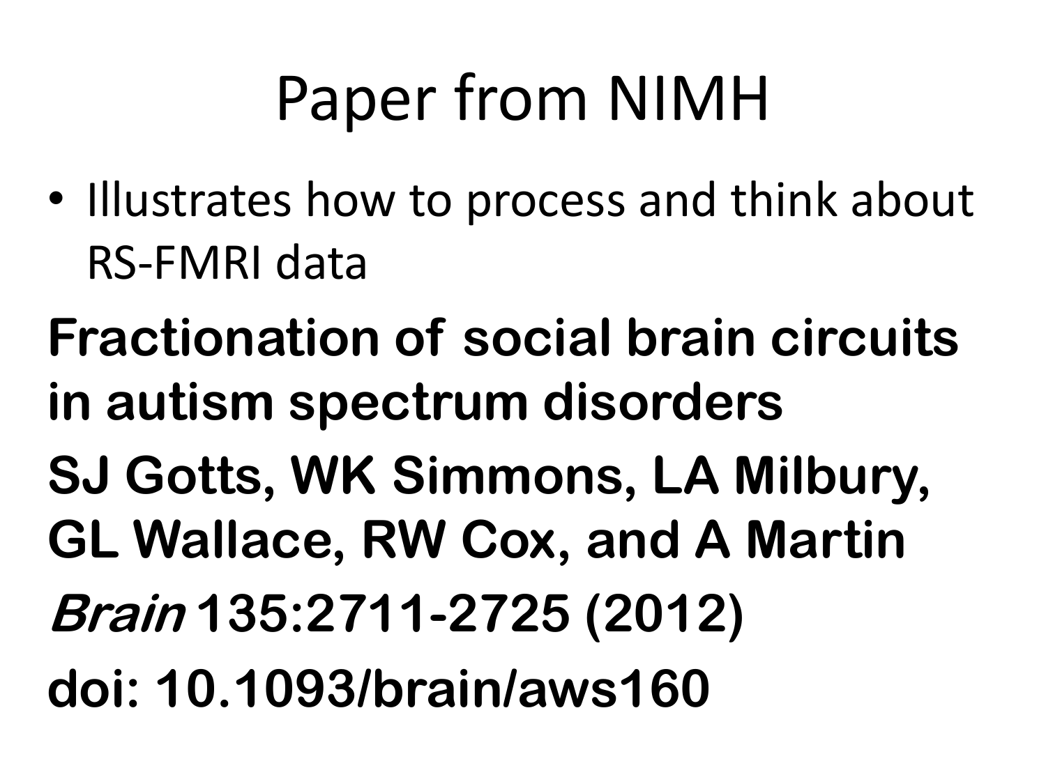# Paper from NIMH

- Illustrates how to process and think about RS-FMRI data

**Fractionation of social brain circuits in autism spectrum disorders**

**SJ Gotts, WK Simmons, LA Milbury, GL Wallace, RW Cox, and A Martin**

***Brain* 135:2711-2725 (2012)**

**doi: 10.1093/brain/aws160**